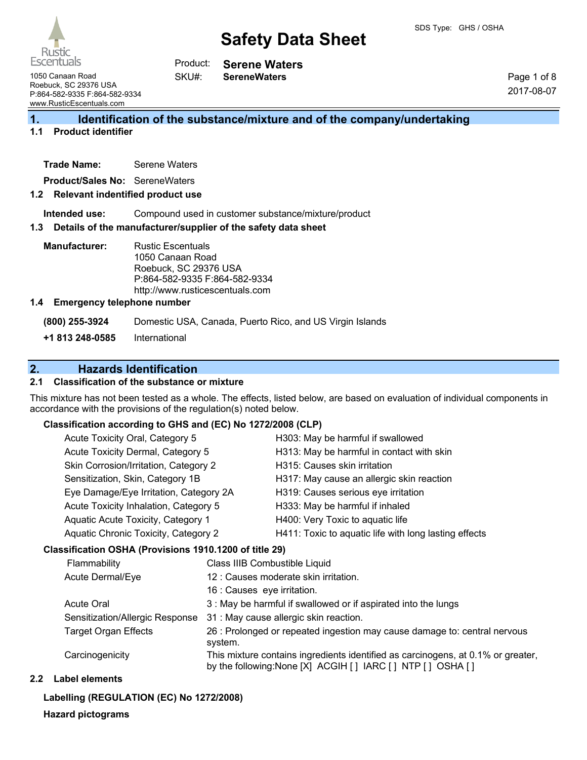# Safety Data Sheet

SDS Type: GHS / OSHA

Rustic Escentuals
1050 Canaan Road
Roebuck, SC 29376 USA
P:864-582-9335 F:864-582-9334
www.RusticEscentuals.com

Product: **Serene Waters**
SKU#: **SereneWaters**

2017-08-07

## 1. Identification of the substance/mixture and of the company/undertaking

### 1.1 Product identifier

**Trade Name:** Serene Waters

**Product/Sales No:** SereneWaters

### 1.2 Relevant identified product use

**Intended use:** Compound used in customer substance/mixture/product

### 1.3 Details of the manufacturer/supplier of the safety data sheet

**Manufacturer:** Rustic Escentuals
1050 Canaan Road
Roebuck, SC 29376 USA
P:864-582-9335 F:864-582-9334
http://www.rusticescentuals.com

### 1.4 Emergency telephone number

**(800) 255-3924** Domestic USA, Canada, Puerto Rico, and US Virgin Islands

**+1 813 248-0585** International

## 2. Hazards Identification

### 2.1 Classification of the substance or mixture

This mixture has not been tested as a whole. The effects, listed below, are based on evaluation of individual components in accordance with the provisions of the regulation(s) noted below.

**Classification according to GHS and (EC) No 1272/2008 (CLP)**

| Classification | Hazard Statement |
|---|---|
| Acute Toxicity Oral, Category 5 | H303: May be harmful if swallowed |
| Acute Toxicity Dermal, Category 5 | H313: May be harmful in contact with skin |
| Skin Corrosion/Irritation, Category 2 | H315: Causes skin irritation |
| Sensitization, Skin, Category 1B | H317: May cause an allergic skin reaction |
| Eye Damage/Eye Irritation, Category 2A | H319: Causes serious eye irritation |
| Acute Toxicity Inhalation, Category 5 | H333: May be harmful if inhaled |
| Aquatic Acute Toxicity, Category 1 | H400: Very Toxic to aquatic life |
| Aquatic Chronic Toxicity, Category 2 | H411: Toxic to aquatic life with long lasting effects |

**Classification OSHA (Provisions 1910.1200 of title 29)**

| Category | Description |
|---|---|
| Flammability | Class IIIB Combustible Liquid |
| Acute Dermal/Eye | 12 : Causes moderate skin irritation. |
| | 16 : Causes eye irritation. |
| Acute Oral | 3 : May be harmful if swallowed or if aspirated into the lungs |
| Sensitization/Allergic Response | 31 : May cause allergic skin reaction. |
| Target Organ Effects | 26 : Prolonged or repeated ingestion may cause damage to: central nervous system. |
| Carcinogenicity | This mixture contains ingredients identified as carcinogens, at 0.1% or greater, by the following:None [X] ACGIH [ ] IARC [ ] NTP [ ] OSHA [ ] |

### 2.2 Label elements

**Labelling (REGULATION (EC) No 1272/2008)**

**Hazard pictograms**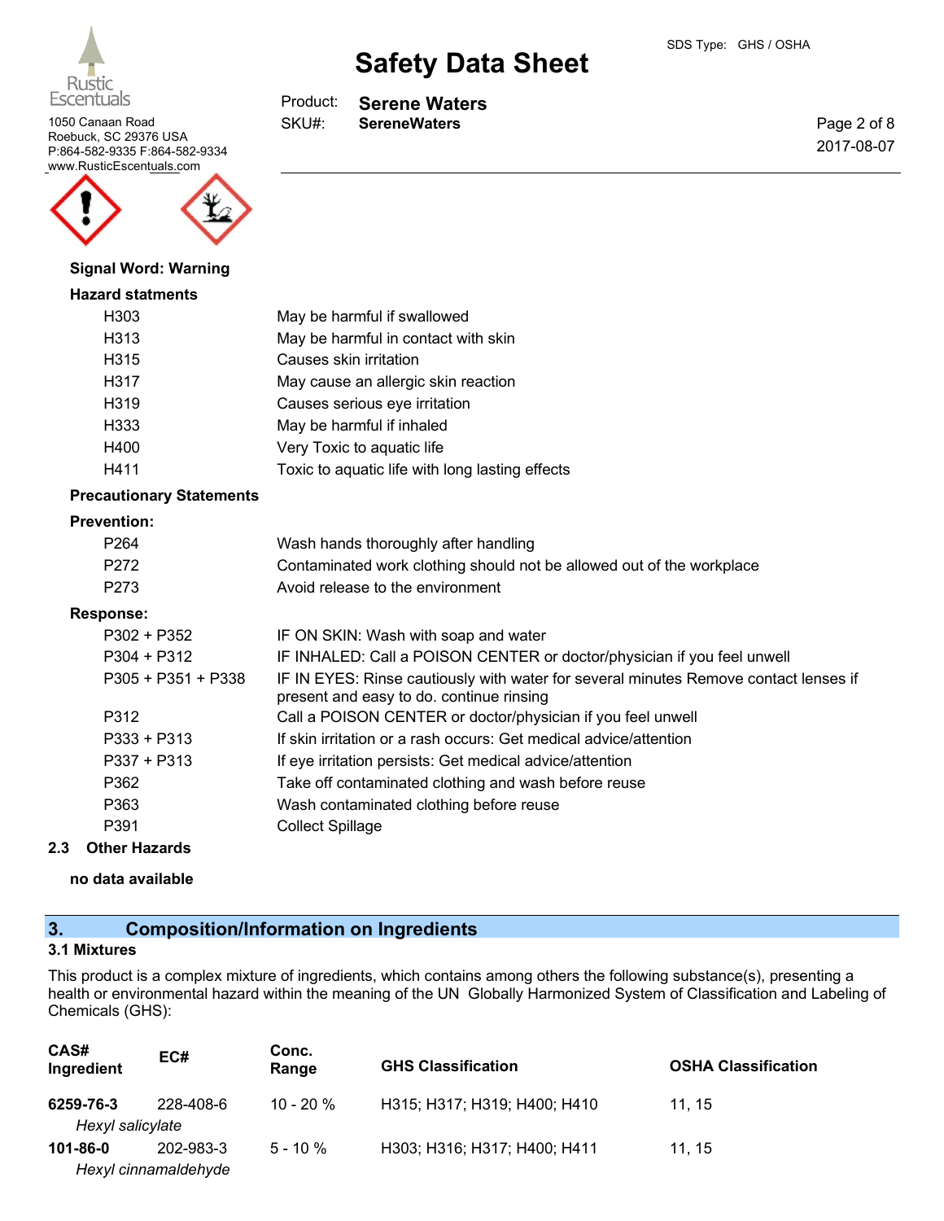**Signal Word: Warning**

**Hazard statments**

| | |
|---|---|
| H303 | May be harmful if swallowed |
| H313 | May be harmful in contact with skin |
| H315 | Causes skin irritation |
| H317 | May cause an allergic skin reaction |
| H319 | Causes serious eye irritation |
| H333 | May be harmful if inhaled |
| H400 | Very Toxic to aquatic life |
| H411 | Toxic to aquatic life with long lasting effects |

**Precautionary Statements**

**Prevention:**

| | |
|---|---|
| P264 | Wash hands thoroughly after handling |
| P272 | Contaminated work clothing should not be allowed out of the workplace |
| P273 | Avoid release to the environment |

**Response:**

| | |
|---|---|
| P302 + P352 | IF ON SKIN: Wash with soap and water |
| P304 + P312 | IF INHALED: Call a POISON CENTER or doctor/physician if you feel unwell |
| P305 + P351 + P338 | IF IN EYES: Rinse cautiously with water for several minutes Remove contact lenses if present and easy to do. continue rinsing |
| P312 | Call a POISON CENTER or doctor/physician if you feel unwell |
| P333 + P313 | If skin irritation or a rash occurs: Get medical advice/attention |
| P337 + P313 | If eye irritation persists: Get medical advice/attention |
| P362 | Take off contaminated clothing and wash before reuse |
| P363 | Wash contaminated clothing before reuse |
| P391 | Collect Spillage |

### 2.3 Other Hazards

**no data available**

## 3. Composition/Information on Ingredients

### 3.1 Mixtures

This product is a complex mixture of ingredients, which contains among others the following substance(s), presenting a health or environmental hazard within the meaning of the UN Globally Harmonized System of Classification and Labeling of Chemicals (GHS):

| CAS# Ingredient | EC# | Conc. Range | GHS Classification | OSHA Classification |
|---|---|---|---|---|
| **6259-76-3** *Hexyl salicylate* | 228-408-6 | 10 - 20 % | H315; H317; H319; H400; H410 | 11, 15 |
| **101-86-0** *Hexyl cinnamaldehyde* | 202-983-3 | 5 - 10 % | H303; H316; H317; H400; H411 | 11, 15 |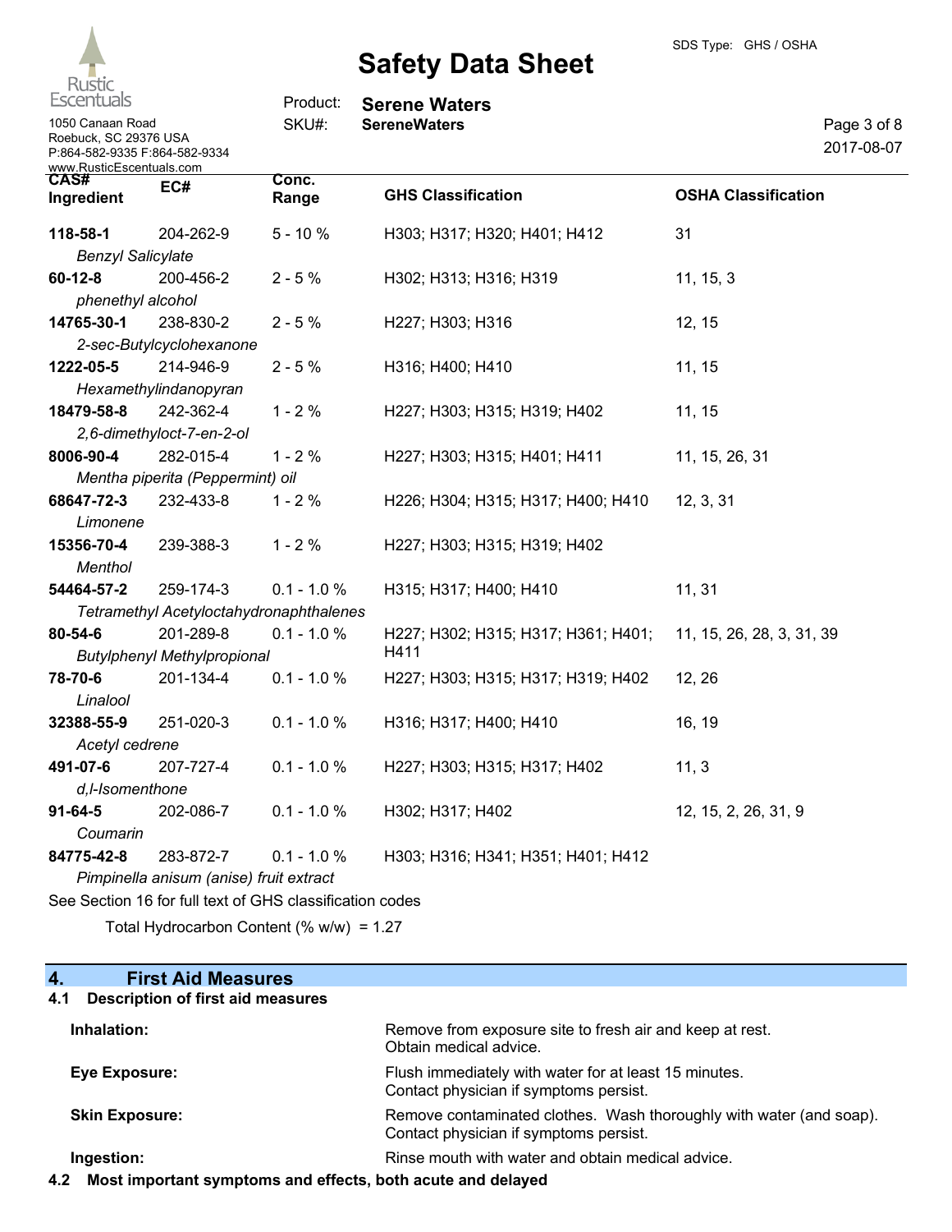| CAS# Ingredient | EC# | Conc. Range | GHS Classification | OSHA Classification |
|---|---|---|---|---|
| **118-58-1** *Benzyl Salicylate* | 204-262-9 | 5 - 10 % | H303; H317; H320; H401; H412 | 31 |
| **60-12-8** *phenethyl alcohol* | 200-456-2 | 2 - 5 % | H302; H313; H316; H319 | 11, 15, 3 |
| **14765-30-1** *2-sec-Butylcyclohexanone* | 238-830-2 | 2 - 5 % | H227; H303; H316 | 12, 15 |
| **1222-05-5** *Hexamethylindanopyran* | 214-946-9 | 2 - 5 % | H316; H400; H410 | 11, 15 |
| **18479-58-8** *2,6-dimethyloct-7-en-2-ol* | 242-362-4 | 1 - 2 % | H227; H303; H315; H319; H402 | 11, 15 |
| **8006-90-4** *Mentha piperita (Peppermint) oil* | 282-015-4 | 1 - 2 % | H227; H303; H315; H401; H411 | 11, 15, 26, 31 |
| **68647-72-3** *Limonene* | 232-433-8 | 1 - 2 % | H226; H304; H315; H317; H400; H410 | 12, 3, 31 |
| **15356-70-4** *Menthol* | 239-388-3 | 1 - 2 % | H227; H303; H315; H319; H402 | |
| **54464-57-2** *Tetramethyl Acetyloctahydronaphthalenes* | 259-174-3 | 0.1 - 1.0 % | H315; H317; H400; H410 | 11, 31 |
| **80-54-6** *Butylphenyl Methylpropional* | 201-289-8 | 0.1 - 1.0 % | H227; H302; H315; H317; H361; H401; H411 | 11, 15, 26, 28, 3, 31, 39 |
| **78-70-6** *Linalool* | 201-134-4 | 0.1 - 1.0 % | H227; H303; H315; H317; H319; H402 | 12, 26 |
| **32388-55-9** *Acetyl cedrene* | 251-020-3 | 0.1 - 1.0 % | H316; H317; H400; H410 | 16, 19 |
| **491-07-6** *d,l-Isomenthone* | 207-727-4 | 0.1 - 1.0 % | H227; H303; H315; H317; H402 | 11, 3 |
| **91-64-5** *Coumarin* | 202-086-7 | 0.1 - 1.0 % | H302; H317; H402 | 12, 15, 2, 26, 31, 9 |
| **84775-42-8** *Pimpinella anisum (anise) fruit extract* | 283-872-7 | 0.1 - 1.0 % | H303; H316; H341; H351; H401; H412 | |

See Section 16 for full text of GHS classification codes

Total Hydrocarbon Content (% w/w) = 1.27

## 4. First Aid Measures

### 4.1 Description of first aid measures

**Inhalation:** Remove from exposure site to fresh air and keep at rest. Obtain medical advice.

**Eye Exposure:** Flush immediately with water for at least 15 minutes. Contact physician if symptoms persist.

**Skin Exposure:** Remove contaminated clothes. Wash thoroughly with water (and soap). Contact physician if symptoms persist.

**Ingestion:** Rinse mouth with water and obtain medical advice.

### 4.2 Most important symptoms and effects, both acute and delayed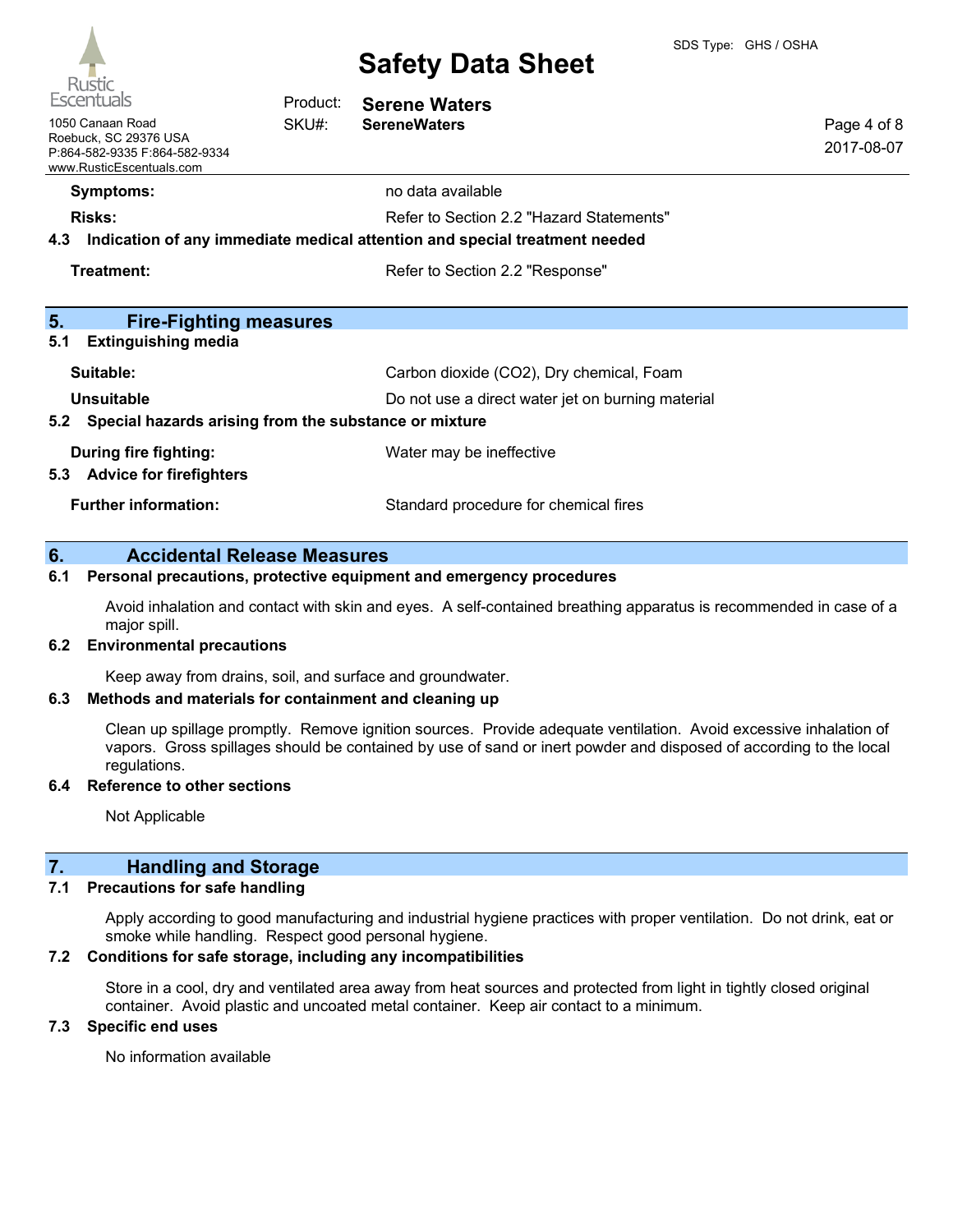**Symptoms:** no data available

**Risks:** Refer to Section 2.2 "Hazard Statements"

**4.3 Indication of any immediate medical attention and special treatment needed**

**Treatment:** Refer to Section 2.2 "Response"

## 5. Fire-Fighting measures

**5.1 Extinguishing media**

**Suitable:** Carbon dioxide ($CO_2$), Dry chemical, Foam

**Unsuitable** Do not use a direct water jet on burning material

**5.2 Special hazards arising from the substance or mixture**

**During fire fighting:** Water may be ineffective

**5.3 Advice for firefighters**

**Further information:** Standard procedure for chemical fires

## 6. Accidental Release Measures

**6.1 Personal precautions, protective equipment and emergency procedures**

Avoid inhalation and contact with skin and eyes. A self-contained breathing apparatus is recommended in case of a major spill.

**6.2 Environmental precautions**

Keep away from drains, soil, and surface and groundwater.

**6.3 Methods and materials for containment and cleaning up**

Clean up spillage promptly. Remove ignition sources. Provide adequate ventilation. Avoid excessive inhalation of vapors. Gross spillages should be contained by use of sand or inert powder and disposed of according to the local regulations.

**6.4 Reference to other sections**

Not Applicable

## 7. Handling and Storage

**7.1 Precautions for safe handling**

Apply according to good manufacturing and industrial hygiene practices with proper ventilation. Do not drink, eat or smoke while handling. Respect good personal hygiene.

**7.2 Conditions for safe storage, including any incompatibilities**

Store in a cool, dry and ventilated area away from heat sources and protected from light in tightly closed original container. Avoid plastic and uncoated metal container. Keep air contact to a minimum.

**7.3 Specific end uses**

No information available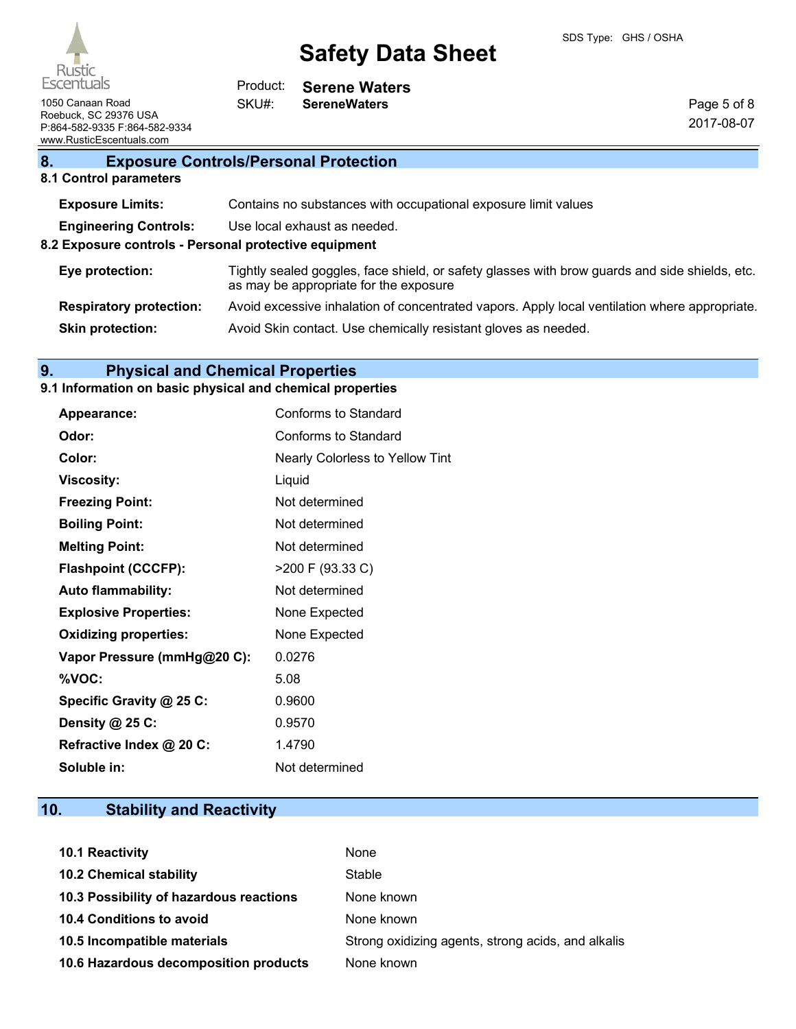## 8. Exposure Controls/Personal Protection

### 8.1 Control parameters

| | |
|---|---|
| **Exposure Limits:** | Contains no substances with occupational exposure limit values |
| **Engineering Controls:** | Use local exhaust as needed. |

### 8.2 Exposure controls - Personal protective equipment

| | |
|---|---|
| **Eye protection:** | Tightly sealed goggles, face shield, or safety glasses with brow guards and side shields, etc. as may be appropriate for the exposure |
| **Respiratory protection:** | Avoid excessive inhalation of concentrated vapors. Apply local ventilation where appropriate. |
| **Skin protection:** | Avoid Skin contact. Use chemically resistant gloves as needed. |

## 9. Physical and Chemical Properties

### 9.1 Information on basic physical and chemical properties

| | |
|---|---|
| **Appearance:** | Conforms to Standard |
| **Odor:** | Conforms to Standard |
| **Color:** | Nearly Colorless to Yellow Tint |
| **Viscosity:** | Liquid |
| **Freezing Point:** | Not determined |
| **Boiling Point:** | Not determined |
| **Melting Point:** | Not determined |
| **Flashpoint (CCCFP):** | >200 F (93.33 C) |
| **Auto flammability:** | Not determined |
| **Explosive Properties:** | None Expected |
| **Oxidizing properties:** | None Expected |
| **Vapor Pressure (mmHg@20 C):** | 0.0276 |
| **%VOC:** | 5.08 |
| **Specific Gravity @ 25 C:** | 0.9600 |
| **Density @ 25 C:** | 0.9570 |
| **Refractive Index @ 20 C:** | 1.4790 |
| **Soluble in:** | Not determined |

## 10. Stability and Reactivity

| | |
|---|---|
| **10.1 Reactivity** | None |
| **10.2 Chemical stability** | Stable |
| **10.3 Possibility of hazardous reactions** | None known |
| **10.4 Conditions to avoid** | None known |
| **10.5 Incompatible materials** | Strong oxidizing agents, strong acids, and alkalis |
| **10.6 Hazardous decomposition products** | None known |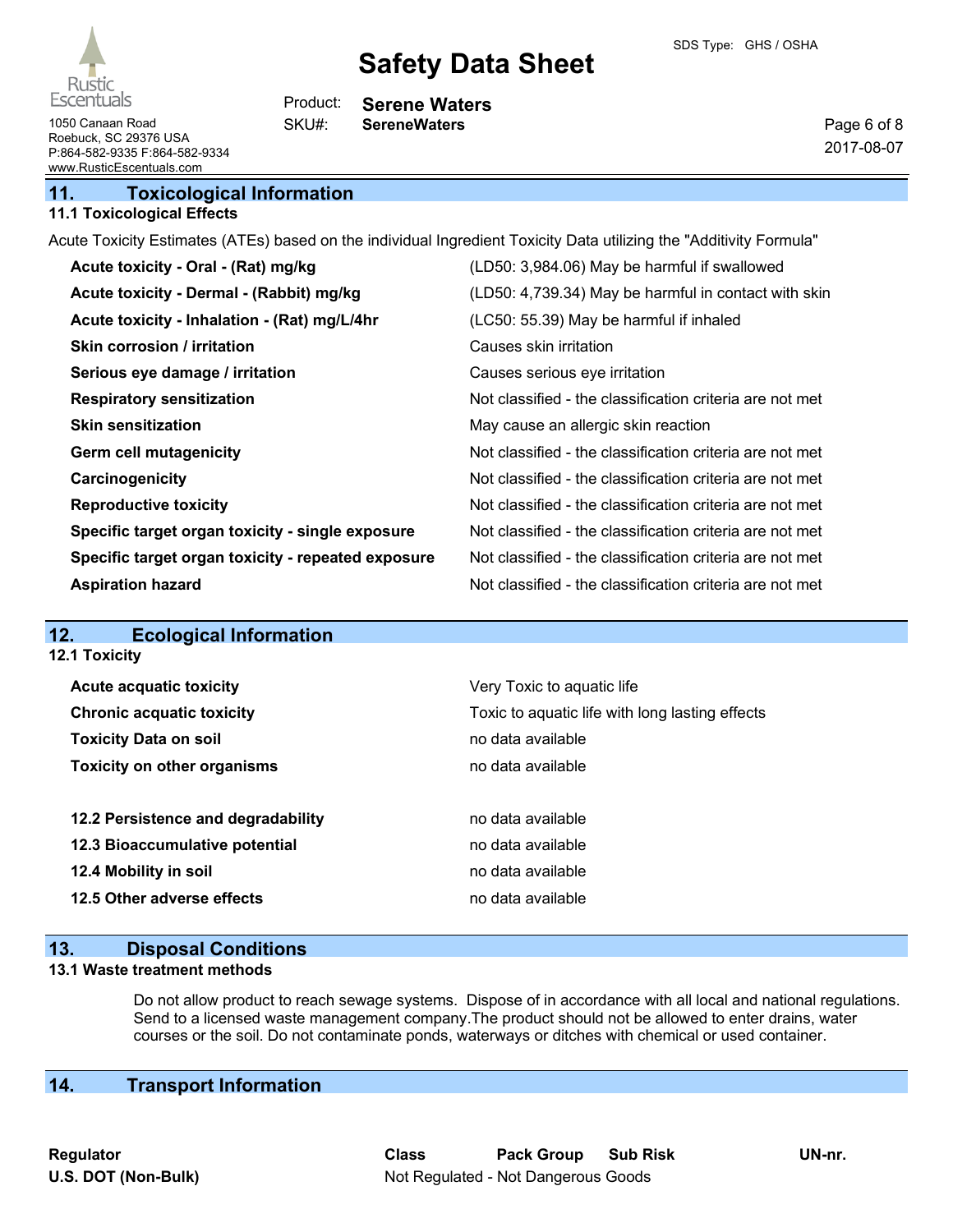## 11. Toxicological Information

### 11.1 Toxicological Effects

Acute Toxicity Estimates (ATEs) based on the individual Ingredient Toxicity Data utilizing the "Additivity Formula"

| | |
|---|---|
| **Acute toxicity - Oral - (Rat) mg/kg** | (LD50: 3,984.06) May be harmful if swallowed |
| **Acute toxicity - Dermal - (Rabbit) mg/kg** | (LD50: 4,739.34) May be harmful in contact with skin |
| **Acute toxicity - Inhalation - (Rat) mg/L/4hr** | (LC50: 55.39) May be harmful if inhaled |
| **Skin corrosion / irritation** | Causes skin irritation |
| **Serious eye damage / irritation** | Causes serious eye irritation |
| **Respiratory sensitization** | Not classified - the classification criteria are not met |
| **Skin sensitization** | May cause an allergic skin reaction |
| **Germ cell mutagenicity** | Not classified - the classification criteria are not met |
| **Carcinogenicity** | Not classified - the classification criteria are not met |
| **Reproductive toxicity** | Not classified - the classification criteria are not met |
| **Specific target organ toxicity - single exposure** | Not classified - the classification criteria are not met |
| **Specific target organ toxicity - repeated exposure** | Not classified - the classification criteria are not met |
| **Aspiration hazard** | Not classified - the classification criteria are not met |

## 12. Ecological Information

### 12.1 Toxicity

| | |
|---|---|
| **Acute acquatic toxicity** | Very Toxic to aquatic life |
| **Chronic acquatic toxicity** | Toxic to aquatic life with long lasting effects |
| **Toxicity Data on soil** | no data available |
| **Toxicity on other organisms** | no data available |

| | |
|---|---|
| **12.2 Persistence and degradability** | no data available |
| **12.3 Bioaccumulative potential** | no data available |
| **12.4 Mobility in soil** | no data available |
| **12.5 Other adverse effects** | no data available |

## 13. Disposal Conditions

### 13.1 Waste treatment methods

Do not allow product to reach sewage systems. Dispose of in accordance with all local and national regulations. Send to a licensed waste management company.The product should not be allowed to enter drains, water courses or the soil. Do not contaminate ponds, waterways or ditches with chemical or used container.

## 14. Transport Information

| Regulator | Class | Pack Group | Sub Risk | UN-nr. |
|---|---|---|---|---|
| **U.S. DOT (Non-Bulk)** | Not Regulated - Not Dangerous Goods | | | |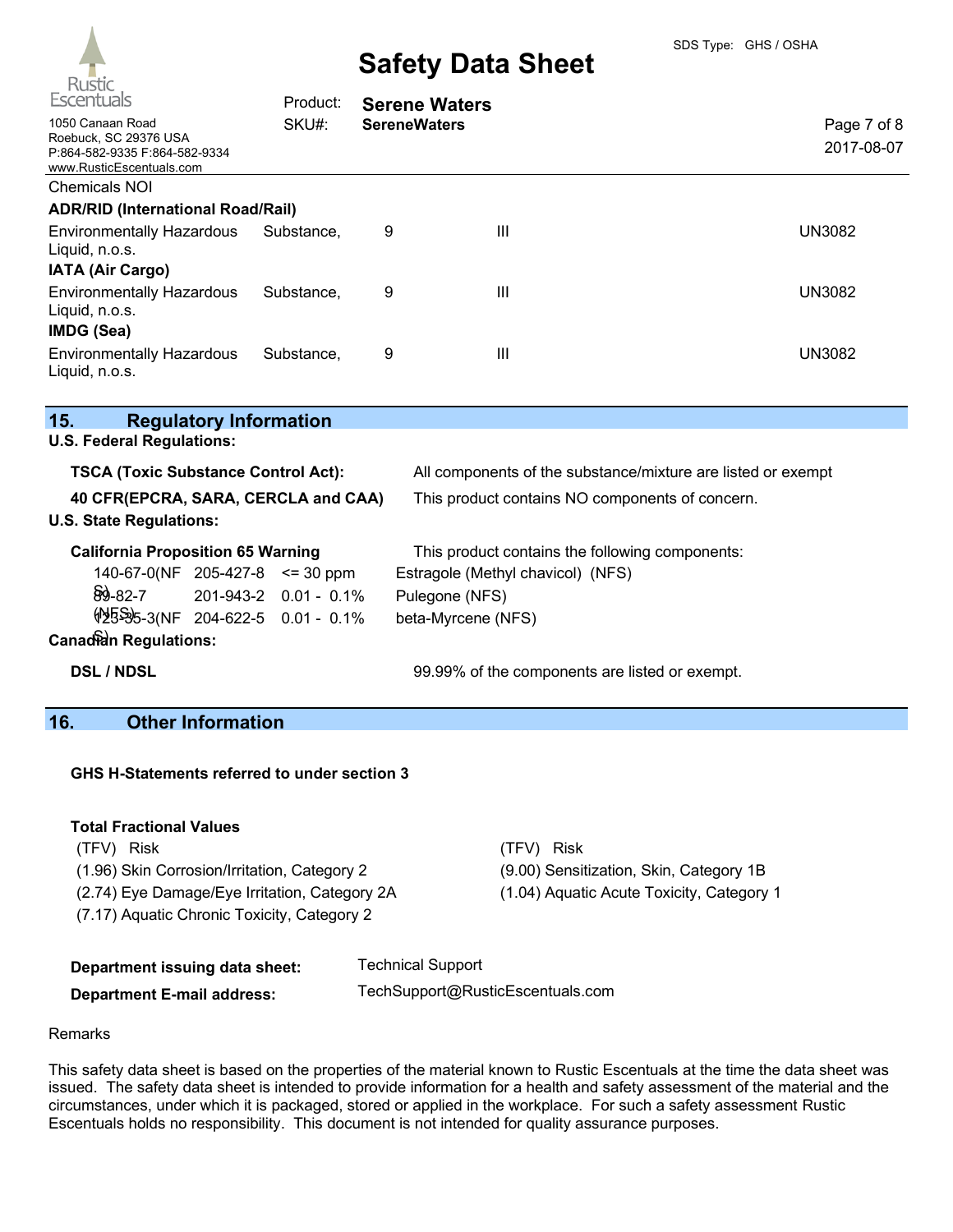Chemicals NOI

**ADR/RID (International Road/Rail)**

| | | | |
|---|---|---|---|
| Environmentally Hazardous Substance, Liquid, n.o.s. | 9 | III | UN3082 |

**IATA (Air Cargo)**

| | | | |
|---|---|---|---|
| Environmentally Hazardous Substance, Liquid, n.o.s. | 9 | III | UN3082 |

**IMDG (Sea)**

| | | | |
|---|---|---|---|
| Environmentally Hazardous Substance, Liquid, n.o.s. | 9 | III | UN3082 |

## 15. Regulatory Information

**U.S. Federal Regulations:**

**TSCA (Toxic Substance Control Act):** All components of the substance/mixture are listed or exempt

**40 CFR(EPCRA, SARA, CERCLA and CAA)** This product contains NO components of concern.

**U.S. State Regulations:**

**California Proposition 65 Warning** This product contains the following components:

| | | | |
|---|---|---|---|
| 140-67-0(NFS) | 205-427-8 | <= 30 ppm | Estragole (Methyl chavicol) (NFS) |
| 89-82-7 (NFS) | 201-943-2 | 0.01 - 0.1% | Pulegone (NFS) |
| 123-35-3(NFS) | 204-622-5 | 0.01 - 0.1% | beta-Myrcene (NFS) |

**Canadian Regulations:**

**DSL / NDSL** 99.99% of the components are listed or exempt.

## 16. Other Information

**GHS H-Statements referred to under section 3**

**Total Fractional Values**

| (TFV) | Risk | (TFV) | Risk |
|---|---|---|---|
| (1.96) | Skin Corrosion/Irritation, Category 2 | (9.00) | Sensitization, Skin, Category 1B |
| (2.74) | Eye Damage/Eye Irritation, Category 2A | (1.04) | Aquatic Acute Toxicity, Category 1 |
| (7.17) | Aquatic Chronic Toxicity, Category 2 | | |

**Department issuing data sheet:** Technical Support

**Department E-mail address:** TechSupport@RusticEscentuals.com

Remarks

This safety data sheet is based on the properties of the material known to Rustic Escentuals at the time the data sheet was issued. The safety data sheet is intended to provide information for a health and safety assessment of the material and the circumstances, under which it is packaged, stored or applied in the workplace. For such a safety assessment Rustic Escentuals holds no responsibility. This document is not intended for quality assurance purposes.